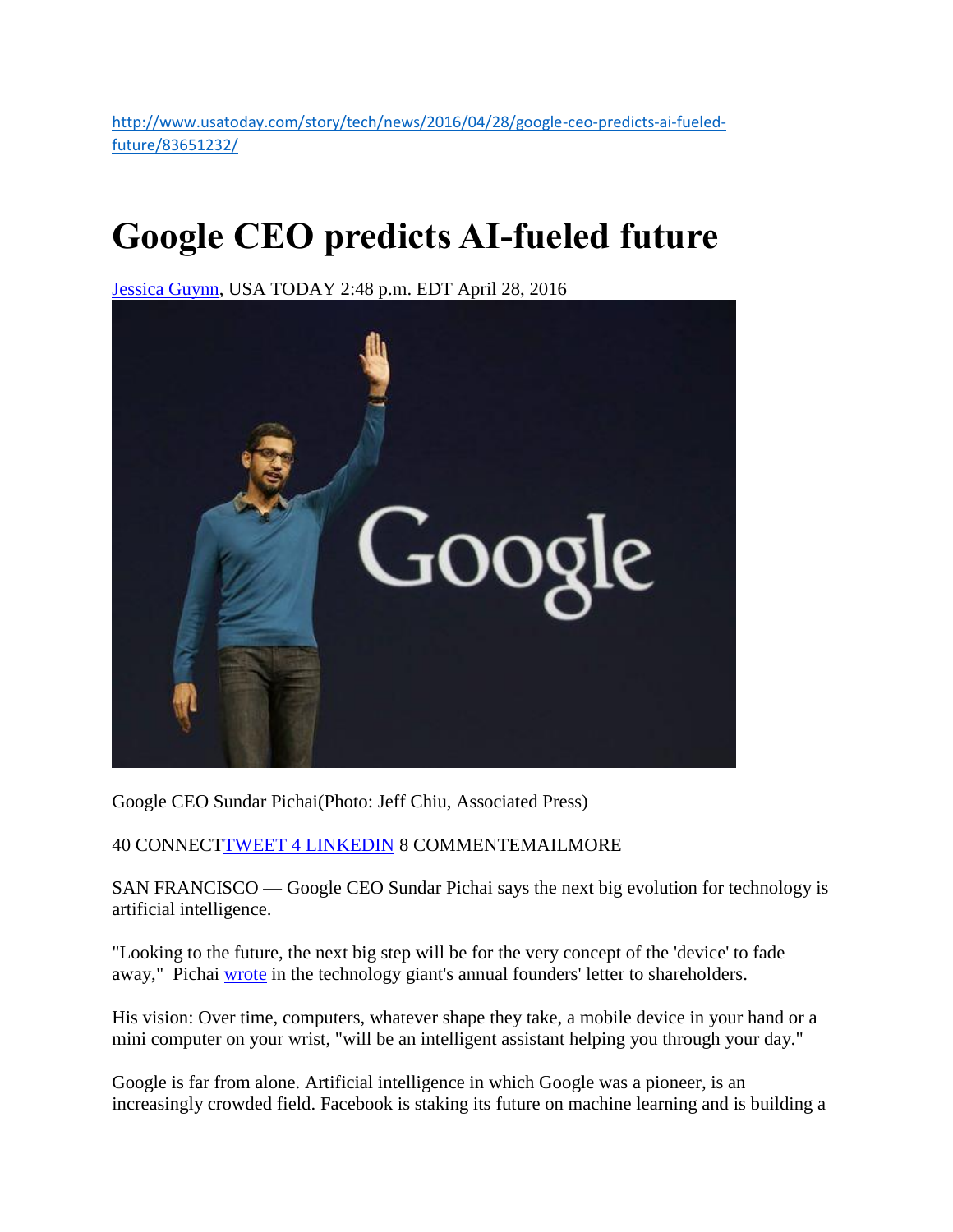http://www.usatoday.com/story/tech/news/2016/04/28/google-ceo-predicts-ai-fueled-future/83651232/

# Google CEO predicts AI-fueled future

Jessica Guynn, USA TODAY 2:48 p.m. EDT April 28, 2016

Google CEO Sundar Pichai(Photo: Jeff Chiu, Associated Press)

40 CONNECTTWEET 4 LINKEDIN 8 COMMENTEMAILMORE

SAN FRANCISCO — Google CEO Sundar Pichai says the next big evolution for technology is artificial intelligence.

"Looking to the future, the next big step will be for the very concept of the 'device' to fade away," Pichai wrote in the technology giant's annual founders' letter to shareholders.

His vision: Over time, computers, whatever shape they take, a mobile device in your hand or a mini computer on your wrist, "will be an intelligent assistant helping you through your day."

Google is far from alone. Artificial intelligence in which Google was a pioneer, is an increasingly crowded field. Facebook is staking its future on machine learning and is building a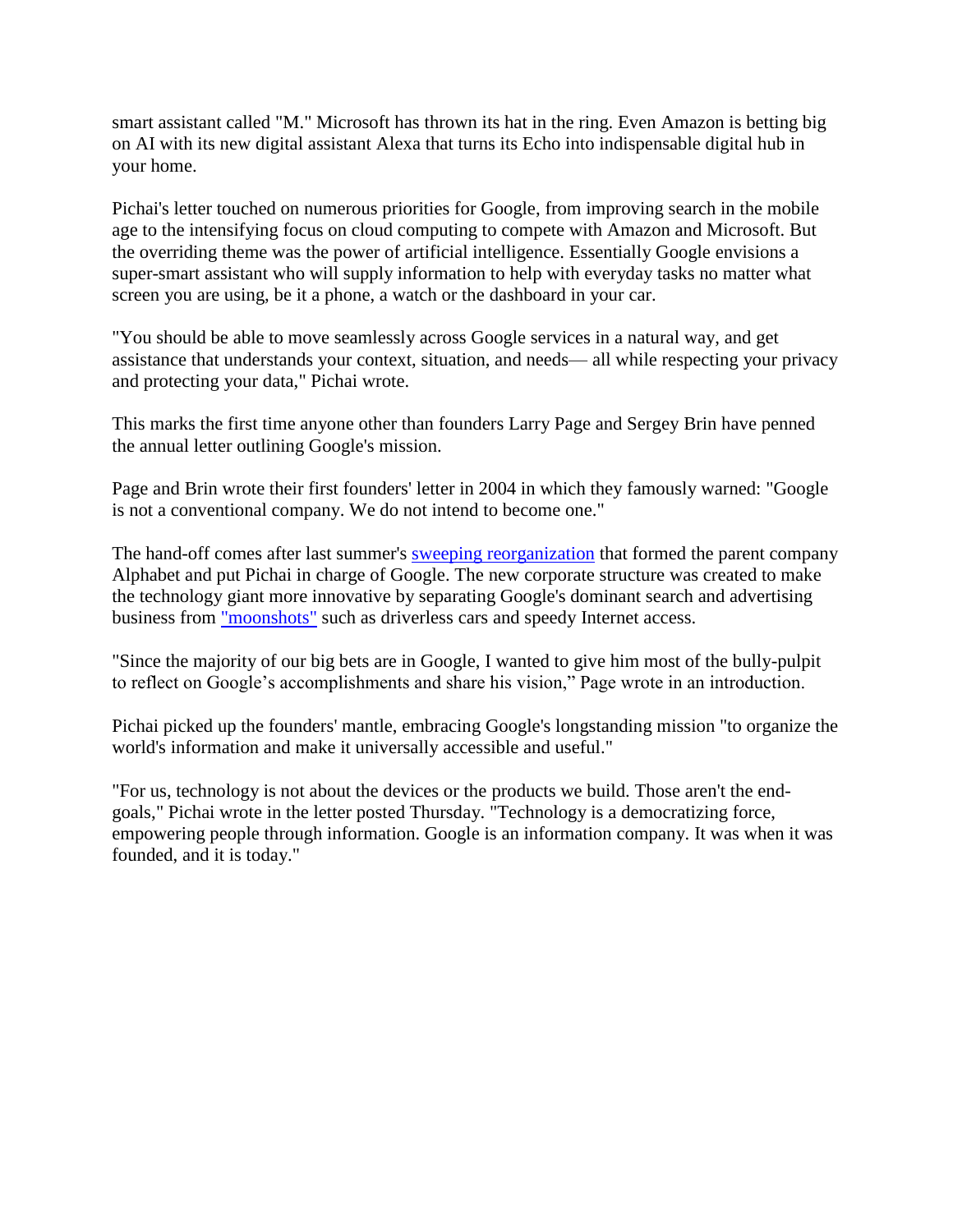smart assistant called "M." Microsoft has thrown its hat in the ring. Even Amazon is betting big on AI with its new digital assistant Alexa that turns its Echo into indispensable digital hub in your home.

Pichai's letter touched on numerous priorities for Google, from improving search in the mobile age to the intensifying focus on cloud computing to compete with Amazon and Microsoft. But the overriding theme was the power of artificial intelligence. Essentially Google envisions a super-smart assistant who will supply information to help with everyday tasks no matter what screen you are using, be it a phone, a watch or the dashboard in your car.

"You should be able to move seamlessly across Google services in a natural way, and get assistance that understands your context, situation, and needs— all while respecting your privacy and protecting your data," Pichai wrote.

This marks the first time anyone other than founders Larry Page and Sergey Brin have penned the annual letter outlining Google's mission.

Page and Brin wrote their first founders' letter in 2004 in which they famously warned: "Google is not a conventional company. We do not intend to become one."

The hand-off comes after last summer's sweeping reorganization that formed the parent company Alphabet and put Pichai in charge of Google. The new corporate structure was created to make the technology giant more innovative by separating Google's dominant search and advertising business from "moonshots" such as driverless cars and speedy Internet access.

"Since the majority of our big bets are in Google, I wanted to give him most of the bully-pulpit to reflect on Google's accomplishments and share his vision," Page wrote in an introduction.

Pichai picked up the founders' mantle, embracing Google's longstanding mission "to organize the world's information and make it universally accessible and useful."

"For us, technology is not about the devices or the products we build. Those aren't the end-goals," Pichai wrote in the letter posted Thursday. "Technology is a democratizing force, empowering people through information. Google is an information company. It was when it was founded, and it is today."